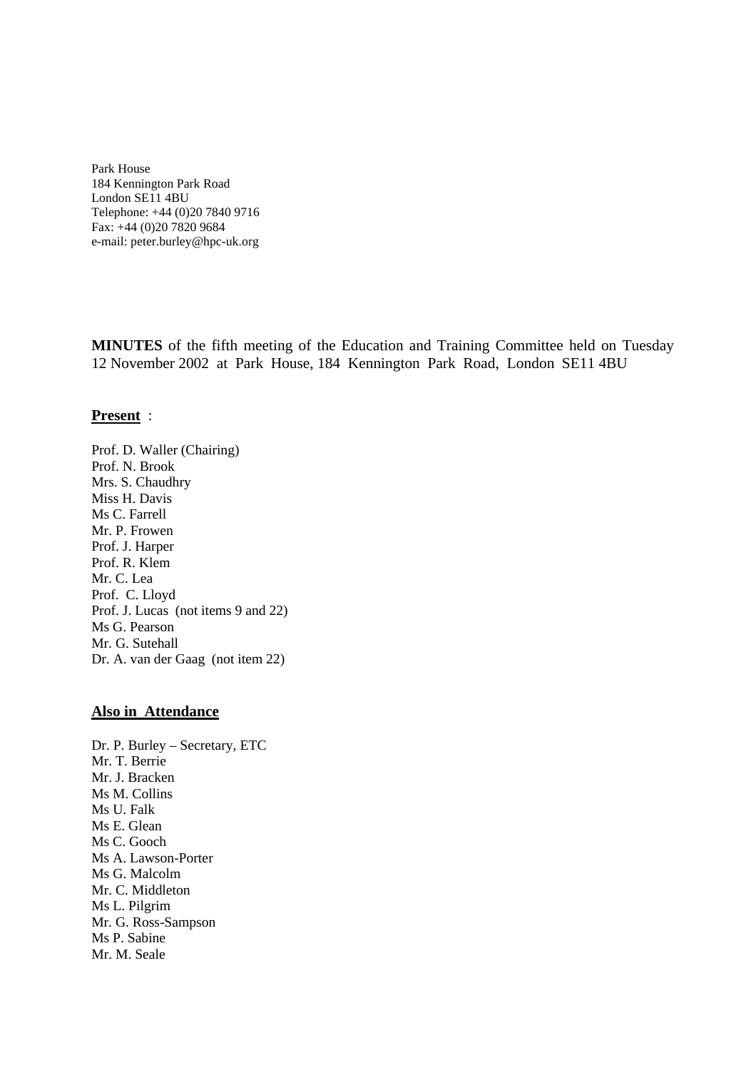Park House
184 Kennington Park Road
London SE11 4BU
Telephone: +44 (0)20 7840 9716
Fax: +44 (0)20 7820 9684
e-mail: peter.burley@hpc-uk.org

**MINUTES** of the fifth meeting of the Education and Training Committee held on Tuesday 12 November 2002 at Park House, 184 Kennington Park Road, London SE11 4BU

**Present** :

Prof. D. Waller (Chairing)
Prof. N. Brook
Mrs. S. Chaudhry
Miss H. Davis
Ms C. Farrell
Mr. P. Frowen
Prof. J. Harper
Prof. R. Klem
Mr. C. Lea
Prof. C. Lloyd
Prof. J. Lucas (not items 9 and 22)
Ms G. Pearson
Mr. G. Sutehall
Dr. A. van der Gaag (not item 22)

**Also in Attendance**

Dr. P. Burley – Secretary, ETC
Mr. T. Berrie
Mr. J. Bracken
Ms M. Collins
Ms U. Falk
Ms E. Glean
Ms C. Gooch
Ms A. Lawson-Porter
Ms G. Malcolm
Mr. C. Middleton
Ms L. Pilgrim
Mr. G. Ross-Sampson
Ms P. Sabine
Mr. M. Seale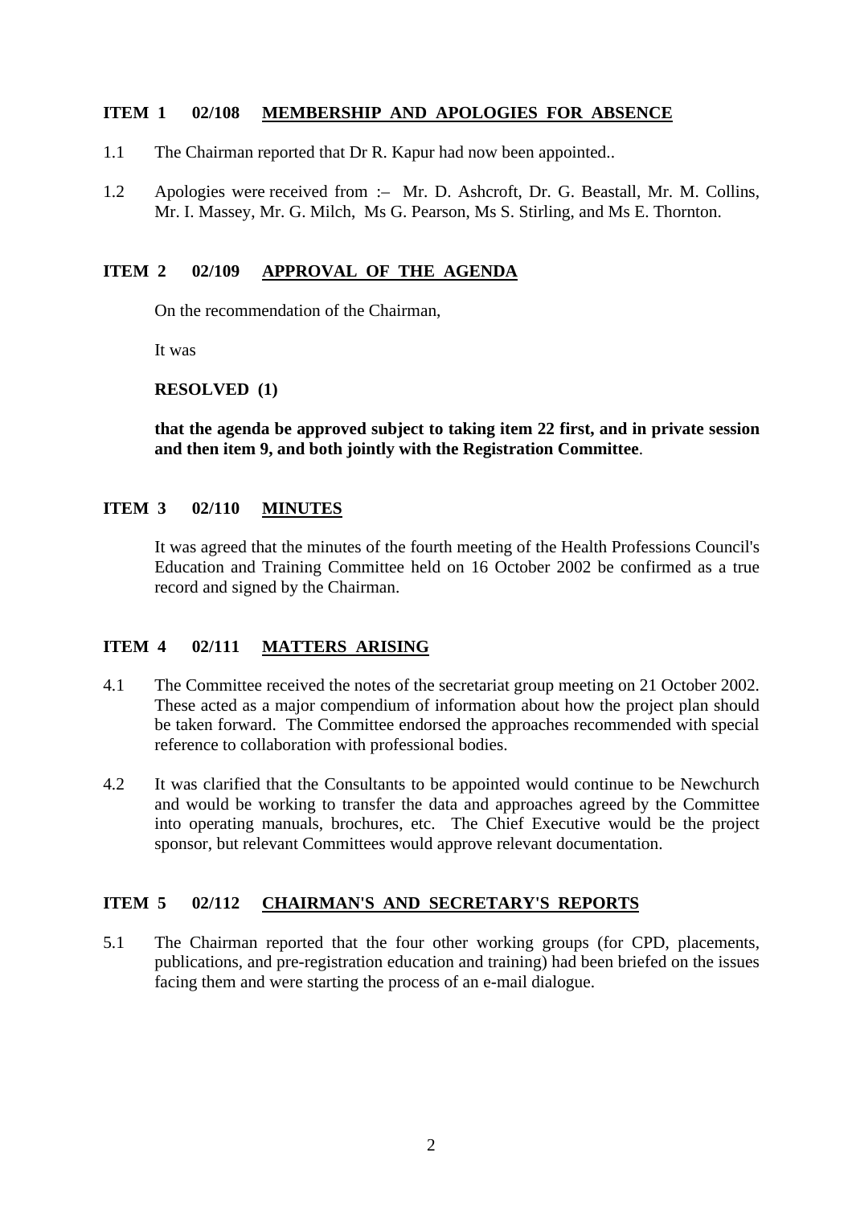## ITEM 1 02/108 MEMBERSHIP AND APOLOGIES FOR ABSENCE

1.1 The Chairman reported that Dr R. Kapur had now been appointed..

1.2 Apologies were received from :– Mr. D. Ashcroft, Dr. G. Beastall, Mr. M. Collins, Mr. I. Massey, Mr. G. Milch, Ms G. Pearson, Ms S. Stirling, and Ms E. Thornton.

## ITEM 2 02/109 APPROVAL OF THE AGENDA

On the recommendation of the Chairman,

It was

**RESOLVED (1)**

**that the agenda be approved subject to taking item 22 first, and in private session and then item 9, and both jointly with the Registration Committee**.

## ITEM 3 02/110 MINUTES

It was agreed that the minutes of the fourth meeting of the Health Professions Council's Education and Training Committee held on 16 October 2002 be confirmed as a true record and signed by the Chairman.

## ITEM 4 02/111 MATTERS ARISING

4.1 The Committee received the notes of the secretariat group meeting on 21 October 2002. These acted as a major compendium of information about how the project plan should be taken forward. The Committee endorsed the approaches recommended with special reference to collaboration with professional bodies.

4.2 It was clarified that the Consultants to be appointed would continue to be Newchurch and would be working to transfer the data and approaches agreed by the Committee into operating manuals, brochures, etc. The Chief Executive would be the project sponsor, but relevant Committees would approve relevant documentation.

## ITEM 5 02/112 CHAIRMAN'S AND SECRETARY'S REPORTS

5.1 The Chairman reported that the four other working groups (for CPD, placements, publications, and pre-registration education and training) had been briefed on the issues facing them and were starting the process of an e-mail dialogue.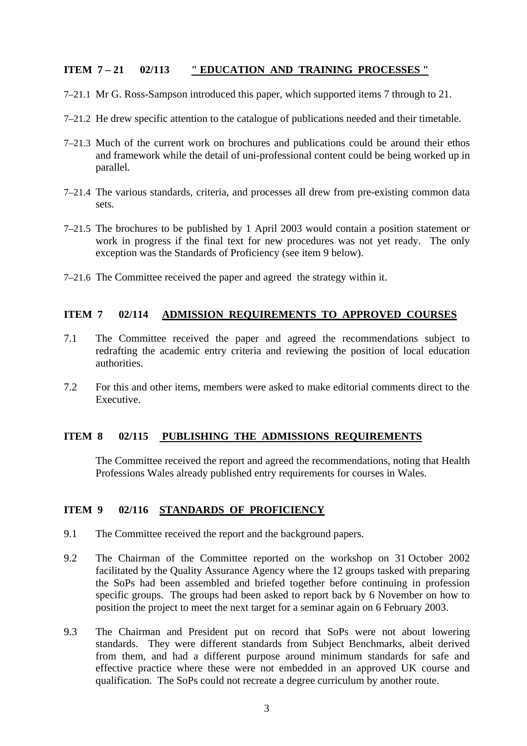## ITEM 7 – 21 02/113 " EDUCATION AND TRAINING PROCESSES "

7–21.1 Mr G. Ross-Sampson introduced this paper, which supported items 7 through to 21.

7–21.2 He drew specific attention to the catalogue of publications needed and their timetable.

7–21.3 Much of the current work on brochures and publications could be around their ethos and framework while the detail of uni-professional content could be being worked up in parallel.

7–21.4 The various standards, criteria, and processes all drew from pre-existing common data sets.

7–21.5 The brochures to be published by 1 April 2003 would contain a position statement or work in progress if the final text for new procedures was not yet ready. The only exception was the Standards of Proficiency (see item 9 below).

7–21.6 The Committee received the paper and agreed the strategy within it.

## ITEM 7 02/114 ADMISSION REQUIREMENTS TO APPROVED COURSES

7.1 The Committee received the paper and agreed the recommendations subject to redrafting the academic entry criteria and reviewing the position of local education authorities.

7.2 For this and other items, members were asked to make editorial comments direct to the Executive.

## ITEM 8 02/115 PUBLISHING THE ADMISSIONS REQUIREMENTS

The Committee received the report and agreed the recommendations, noting that Health Professions Wales already published entry requirements for courses in Wales.

## ITEM 9 02/116 STANDARDS OF PROFICIENCY

9.1 The Committee received the report and the background papers.

9.2 The Chairman of the Committee reported on the workshop on 31 October 2002 facilitated by the Quality Assurance Agency where the 12 groups tasked with preparing the SoPs had been assembled and briefed together before continuing in profession specific groups. The groups had been asked to report back by 6 November on how to position the project to meet the next target for a seminar again on 6 February 2003.

9.3 The Chairman and President put on record that SoPs were not about lowering standards. They were different standards from Subject Benchmarks, albeit derived from them, and had a different purpose around minimum standards for safe and effective practice where these were not embedded in an approved UK course and qualification. The SoPs could not recreate a degree curriculum by another route.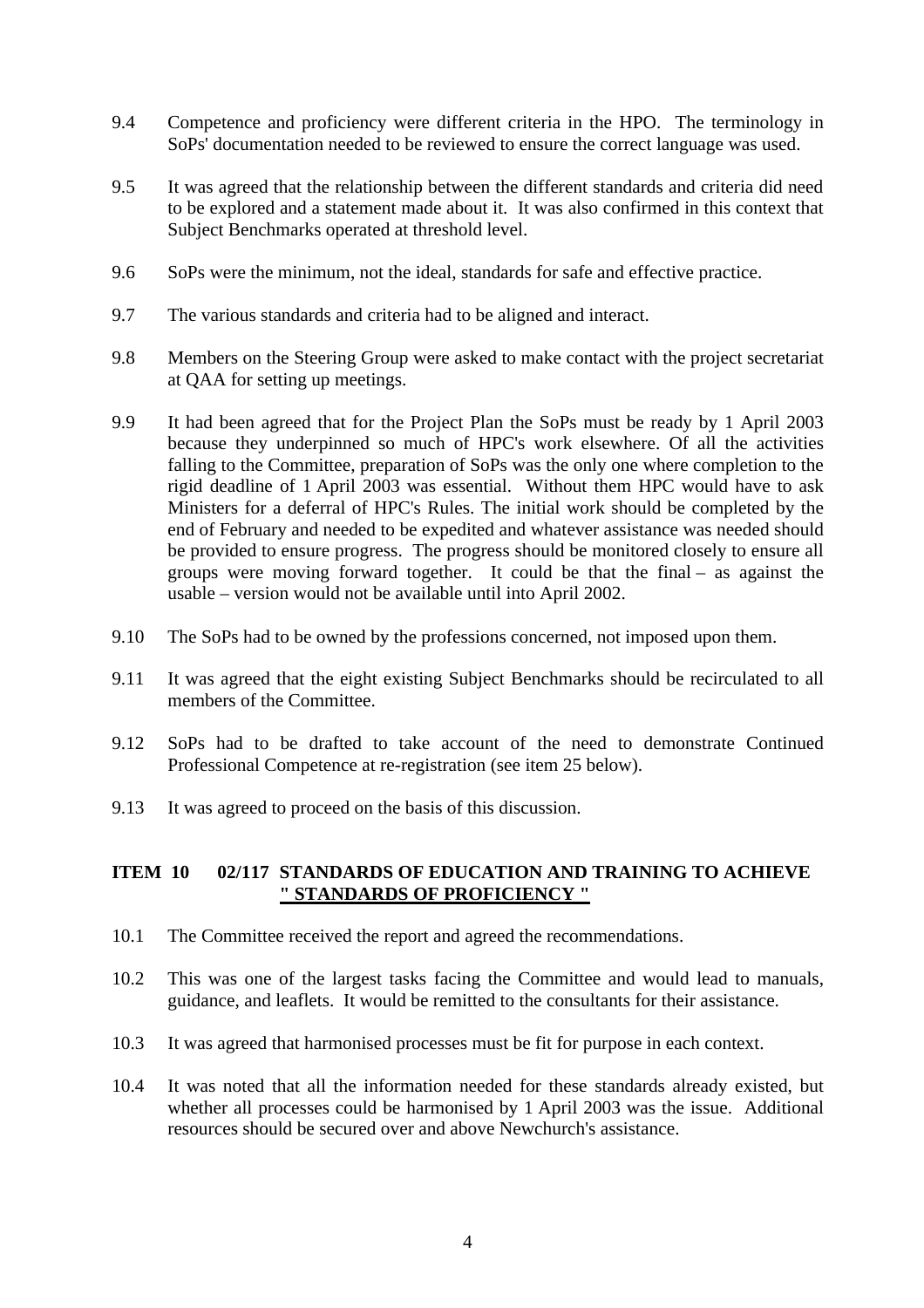9.4 Competence and proficiency were different criteria in the HPO. The terminology in SoPs' documentation needed to be reviewed to ensure the correct language was used.

9.5 It was agreed that the relationship between the different standards and criteria did need to be explored and a statement made about it. It was also confirmed in this context that Subject Benchmarks operated at threshold level.

9.6 SoPs were the minimum, not the ideal, standards for safe and effective practice.

9.7 The various standards and criteria had to be aligned and interact.

9.8 Members on the Steering Group were asked to make contact with the project secretariat at QAA for setting up meetings.

9.9 It had been agreed that for the Project Plan the SoPs must be ready by 1 April 2003 because they underpinned so much of HPC's work elsewhere. Of all the activities falling to the Committee, preparation of SoPs was the only one where completion to the rigid deadline of 1 April 2003 was essential. Without them HPC would have to ask Ministers for a deferral of HPC's Rules. The initial work should be completed by the end of February and needed to be expedited and whatever assistance was needed should be provided to ensure progress. The progress should be monitored closely to ensure all groups were moving forward together. It could be that the final – as against the usable – version would not be available until into April 2002.

9.10 The SoPs had to be owned by the professions concerned, not imposed upon them.

9.11 It was agreed that the eight existing Subject Benchmarks should be recirculated to all members of the Committee.

9.12 SoPs had to be drafted to take account of the need to demonstrate Continued Professional Competence at re-registration (see item 25 below).

9.13 It was agreed to proceed on the basis of this discussion.

## ITEM 10 02/117 STANDARDS OF EDUCATION AND TRAINING TO ACHIEVE " STANDARDS OF PROFICIENCY "

10.1 The Committee received the report and agreed the recommendations.

10.2 This was one of the largest tasks facing the Committee and would lead to manuals, guidance, and leaflets. It would be remitted to the consultants for their assistance.

10.3 It was agreed that harmonised processes must be fit for purpose in each context.

10.4 It was noted that all the information needed for these standards already existed, but whether all processes could be harmonised by 1 April 2003 was the issue. Additional resources should be secured over and above Newchurch's assistance.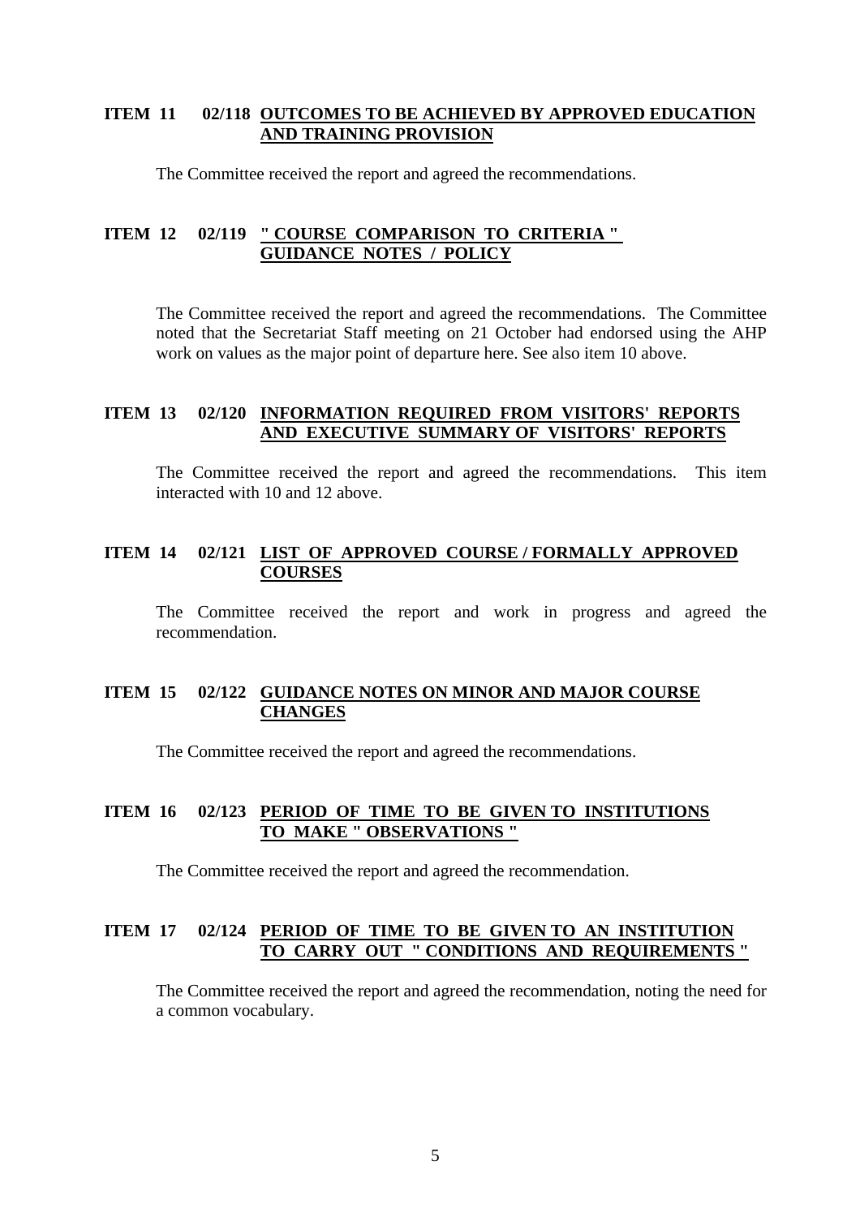**ITEM 11 02/118 OUTCOMES TO BE ACHIEVED BY APPROVED EDUCATION AND TRAINING PROVISION**

The Committee received the report and agreed the recommendations.

**ITEM 12 02/119 " COURSE COMPARISON TO CRITERIA " GUIDANCE NOTES / POLICY**

The Committee received the report and agreed the recommendations. The Committee noted that the Secretariat Staff meeting on 21 October had endorsed using the AHP work on values as the major point of departure here. See also item 10 above.

**ITEM 13 02/120 INFORMATION REQUIRED FROM VISITORS' REPORTS AND EXECUTIVE SUMMARY OF VISITORS' REPORTS**

The Committee received the report and agreed the recommendations. This item interacted with 10 and 12 above.

**ITEM 14 02/121 LIST OF APPROVED COURSE / FORMALLY APPROVED COURSES**

The Committee received the report and work in progress and agreed the recommendation.

**ITEM 15 02/122 GUIDANCE NOTES ON MINOR AND MAJOR COURSE CHANGES**

The Committee received the report and agreed the recommendations.

**ITEM 16 02/123 PERIOD OF TIME TO BE GIVEN TO INSTITUTIONS TO MAKE " OBSERVATIONS "**

The Committee received the report and agreed the recommendation.

**ITEM 17 02/124 PERIOD OF TIME TO BE GIVEN TO AN INSTITUTION TO CARRY OUT " CONDITIONS AND REQUIREMENTS "**

The Committee received the report and agreed the recommendation, noting the need for a common vocabulary.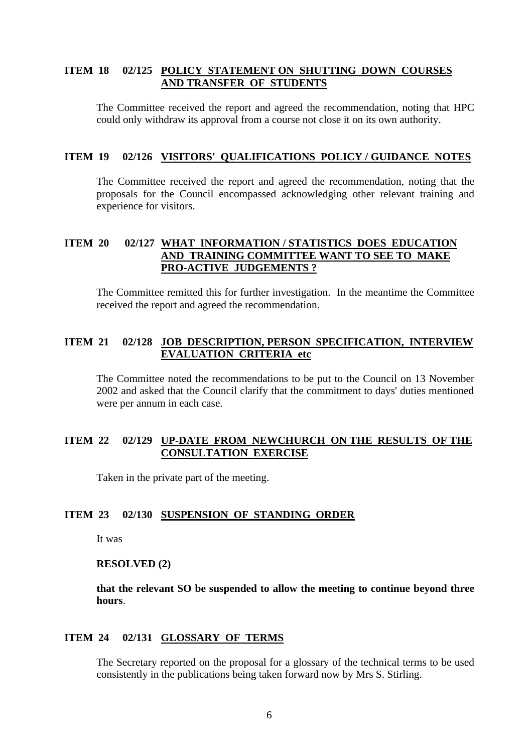**ITEM 18 02/125 POLICY STATEMENT ON SHUTTING DOWN COURSES AND TRANSFER OF STUDENTS**

The Committee received the report and agreed the recommendation, noting that HPC could only withdraw its approval from a course not close it on its own authority.

**ITEM 19 02/126 VISITORS' QUALIFICATIONS POLICY / GUIDANCE NOTES**

The Committee received the report and agreed the recommendation, noting that the proposals for the Council encompassed acknowledging other relevant training and experience for visitors.

**ITEM 20 02/127 WHAT INFORMATION / STATISTICS DOES EDUCATION AND TRAINING COMMITTEE WANT TO SEE TO MAKE PRO-ACTIVE JUDGEMENTS ?**

The Committee remitted this for further investigation. In the meantime the Committee received the report and agreed the recommendation.

**ITEM 21 02/128 JOB DESCRIPTION, PERSON SPECIFICATION, INTERVIEW EVALUATION CRITERIA etc**

The Committee noted the recommendations to be put to the Council on 13 November 2002 and asked that the Council clarify that the commitment to days' duties mentioned were per annum in each case.

**ITEM 22 02/129 UP-DATE FROM NEWCHURCH ON THE RESULTS OF THE CONSULTATION EXERCISE**

Taken in the private part of the meeting.

**ITEM 23 02/130 SUSPENSION OF STANDING ORDER**

It was

**RESOLVED (2)**

**that the relevant SO be suspended to allow the meeting to continue beyond three hours**.

**ITEM 24 02/131 GLOSSARY OF TERMS**

The Secretary reported on the proposal for a glossary of the technical terms to be used consistently in the publications being taken forward now by Mrs S. Stirling.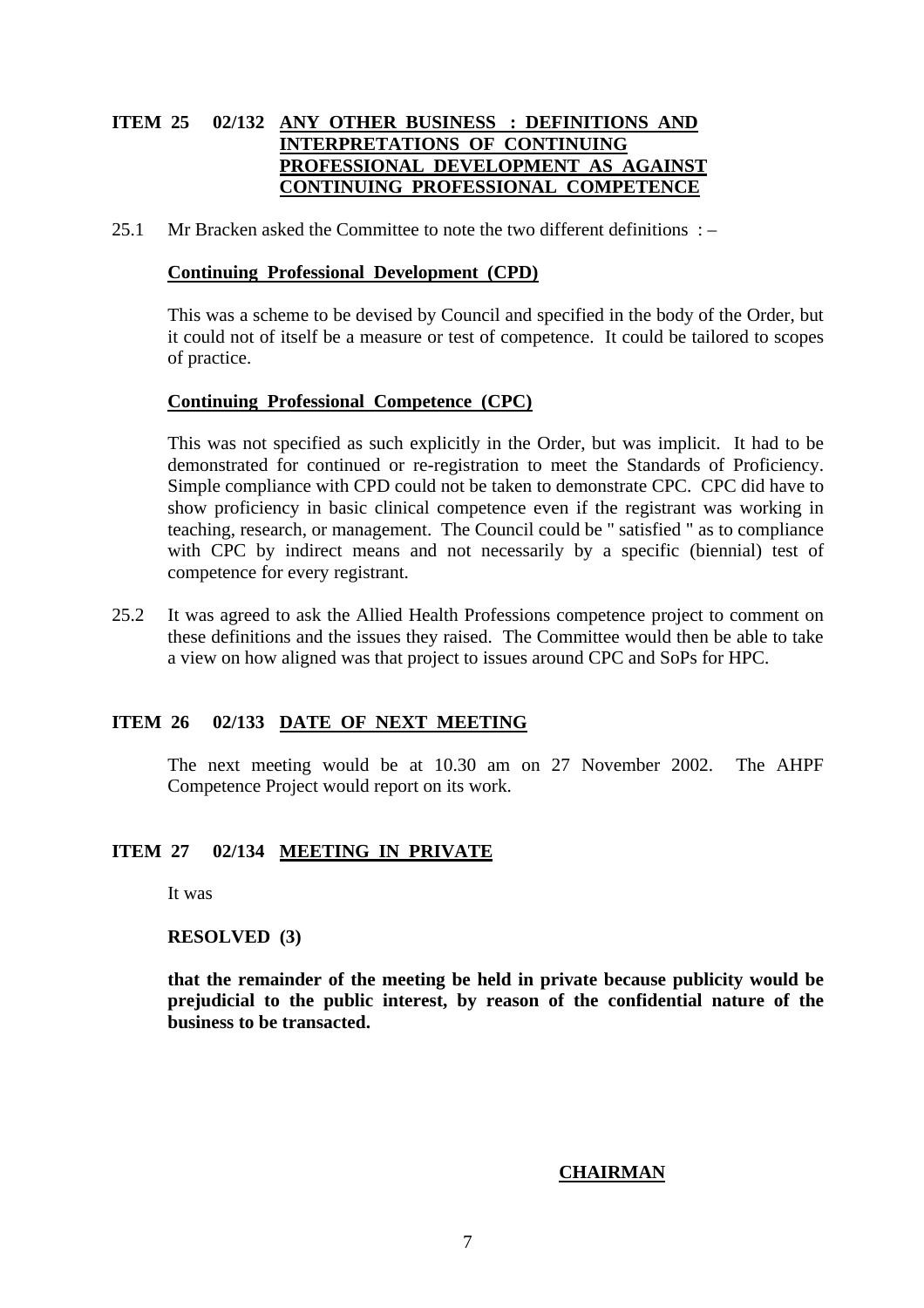## ITEM 25 02/132 ANY OTHER BUSINESS : DEFINITIONS AND INTERPRETATIONS OF CONTINUING PROFESSIONAL DEVELOPMENT AS AGAINST CONTINUING PROFESSIONAL COMPETENCE

25.1 Mr Bracken asked the Committee to note the two different definitions : –

**Continuing Professional Development (CPD)**

This was a scheme to be devised by Council and specified in the body of the Order, but it could not of itself be a measure or test of competence. It could be tailored to scopes of practice.

**Continuing Professional Competence (CPC)**

This was not specified as such explicitly in the Order, but was implicit. It had to be demonstrated for continued or re-registration to meet the Standards of Proficiency. Simple compliance with CPD could not be taken to demonstrate CPC. CPC did have to show proficiency in basic clinical competence even if the registrant was working in teaching, research, or management. The Council could be " satisfied " as to compliance with CPC by indirect means and not necessarily by a specific (biennial) test of competence for every registrant.

25.2 It was agreed to ask the Allied Health Professions competence project to comment on these definitions and the issues they raised. The Committee would then be able to take a view on how aligned was that project to issues around CPC and SoPs for HPC.

## ITEM 26 02/133 DATE OF NEXT MEETING

The next meeting would be at 10.30 am on 27 November 2002. The AHPF Competence Project would report on its work.

## ITEM 27 02/134 MEETING IN PRIVATE

It was

**RESOLVED (3)**

**that the remainder of the meeting be held in private because publicity would be prejudicial to the public interest, by reason of the confidential nature of the business to be transacted.**

**CHAIRMAN**